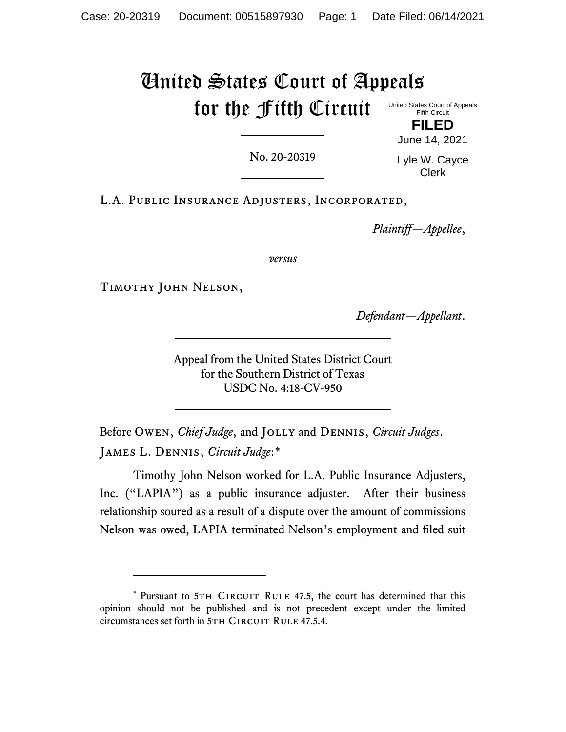# United States Court of Appeals for the Fifth Circuit

United States Court of Appeals
Fifth Circuit

**FILED**

June 14, 2021

Lyle W. Cayce
Clerk

No. 20-20319

L.A. Public Insurance Adjusters, Incorporated,

*Plaintiff—Appellee*,

*versus*

Timothy John Nelson,

*Defendant—Appellant*.

Appeal from the United States District Court
for the Southern District of Texas
USDC No. 4:18-CV-950

Before Owen, *Chief Judge*, and Jolly and Dennis, *Circuit Judges*.

James L. Dennis, *Circuit Judge*:*

Timothy John Nelson worked for L.A. Public Insurance Adjusters, Inc. ("LAPIA") as a public insurance adjuster. After their business relationship soured as a result of a dispute over the amount of commissions Nelson was owed, LAPIA terminated Nelson's employment and filed suit

---

* Pursuant to 5th Circuit Rule 47.5, the court has determined that this opinion should not be published and is not precedent except under the limited circumstances set forth in 5th Circuit Rule 47.5.4.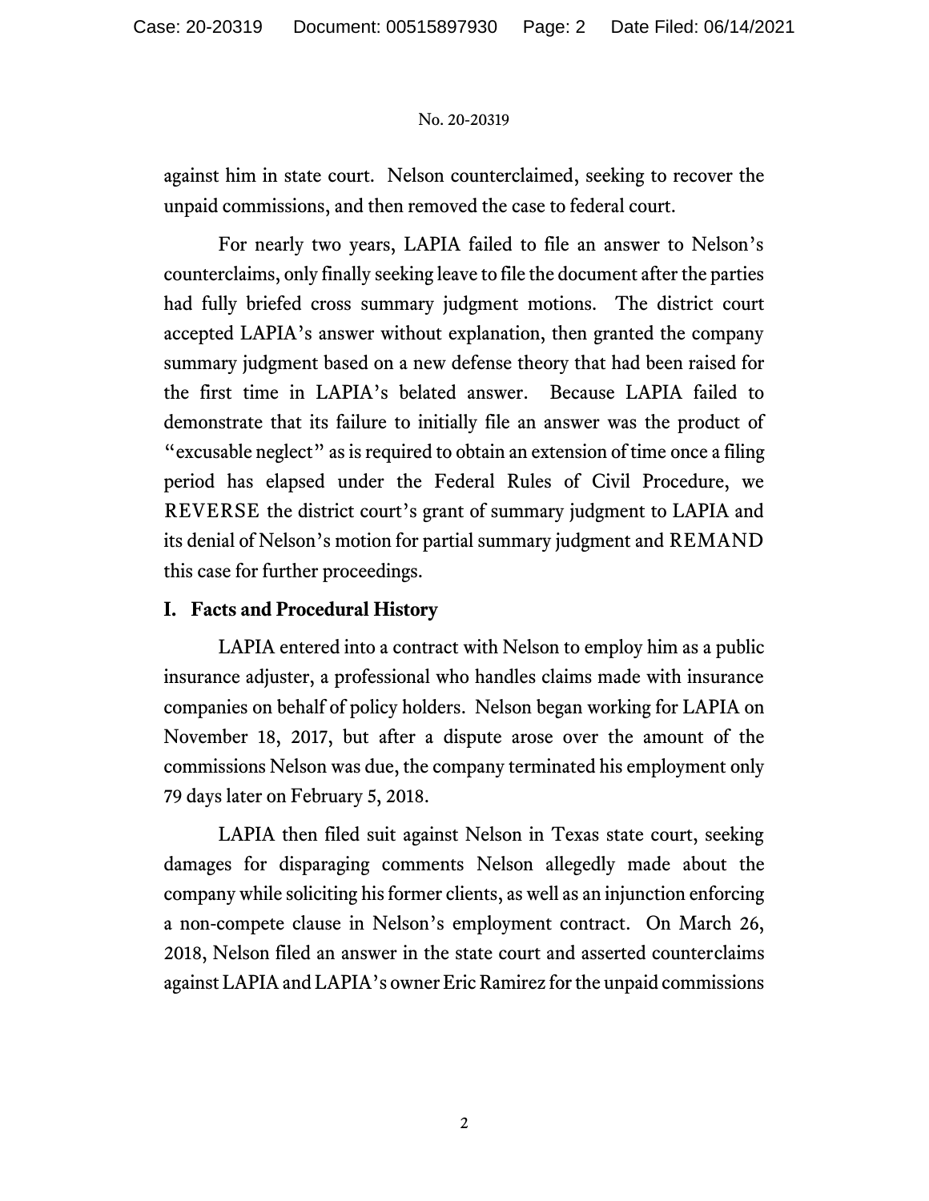against him in state court. Nelson counterclaimed, seeking to recover the unpaid commissions, and then removed the case to federal court.

For nearly two years, LAPIA failed to file an answer to Nelson's counterclaims, only finally seeking leave to file the document after the parties had fully briefed cross summary judgment motions. The district court accepted LAPIA's answer without explanation, then granted the company summary judgment based on a new defense theory that had been raised for the first time in LAPIA's belated answer. Because LAPIA failed to demonstrate that its failure to initially file an answer was the product of "excusable neglect" as is required to obtain an extension of time once a filing period has elapsed under the Federal Rules of Civil Procedure, we REVERSE the district court's grant of summary judgment to LAPIA and its denial of Nelson's motion for partial summary judgment and REMAND this case for further proceedings.

## I. Facts and Procedural History

LAPIA entered into a contract with Nelson to employ him as a public insurance adjuster, a professional who handles claims made with insurance companies on behalf of policy holders. Nelson began working for LAPIA on November 18, 2017, but after a dispute arose over the amount of the commissions Nelson was due, the company terminated his employment only 79 days later on February 5, 2018.

LAPIA then filed suit against Nelson in Texas state court, seeking damages for disparaging comments Nelson allegedly made about the company while soliciting his former clients, as well as an injunction enforcing a non-compete clause in Nelson's employment contract. On March 26, 2018, Nelson filed an answer in the state court and asserted counterclaims against LAPIA and LAPIA's owner Eric Ramirez for the unpaid commissions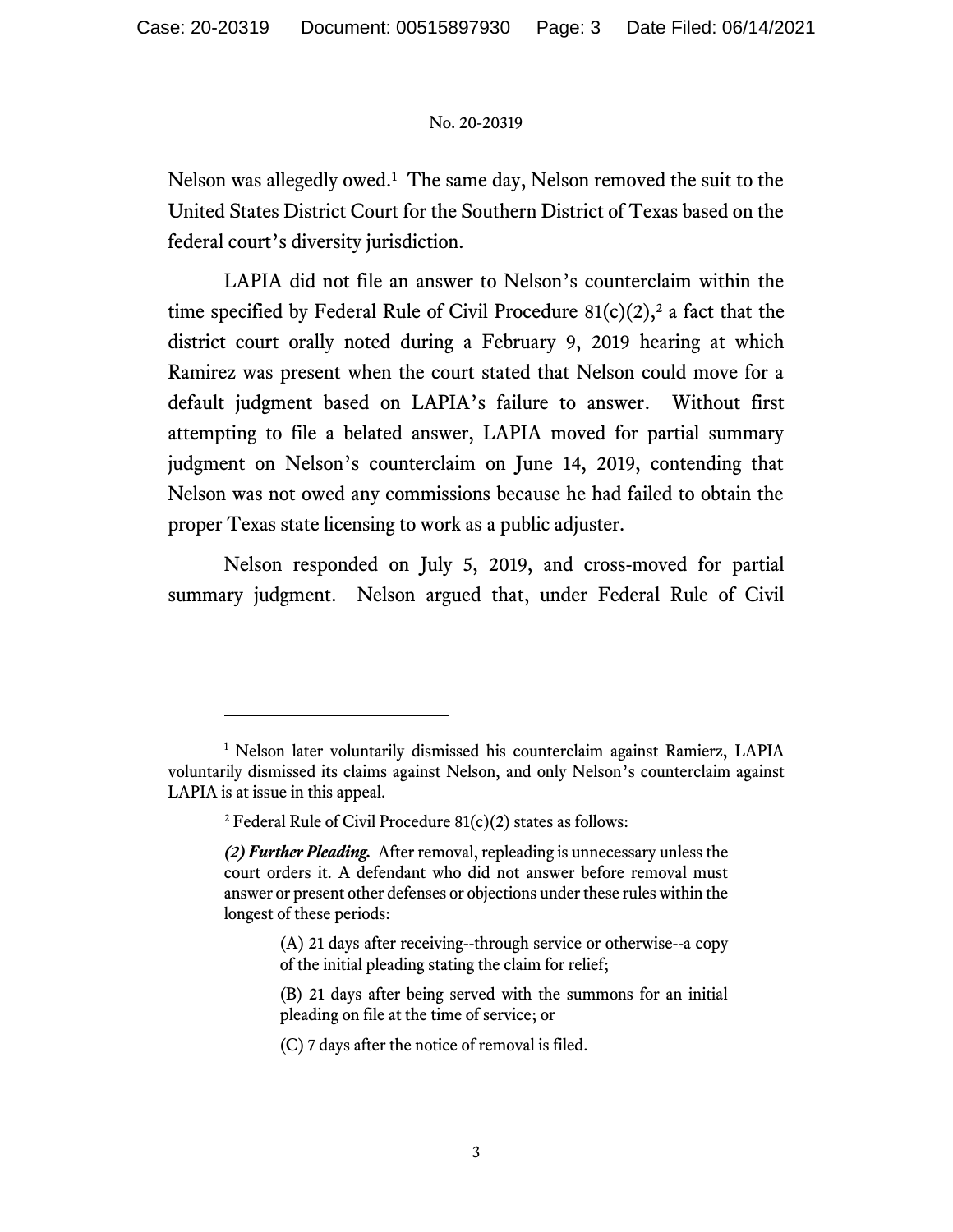Nelson was allegedly owed.[1] The same day, Nelson removed the suit to the United States District Court for the Southern District of Texas based on the federal court's diversity jurisdiction.

LAPIA did not file an answer to Nelson's counterclaim within the time specified by Federal Rule of Civil Procedure 81(c)(2),[2] a fact that the district court orally noted during a February 9, 2019 hearing at which Ramirez was present when the court stated that Nelson could move for a default judgment based on LAPIA's failure to answer. Without first attempting to file a belated answer, LAPIA moved for partial summary judgment on Nelson's counterclaim on June 14, 2019, contending that Nelson was not owed any commissions because he had failed to obtain the proper Texas state licensing to work as a public adjuster.

Nelson responded on July 5, 2019, and cross-moved for partial summary judgment. Nelson argued that, under Federal Rule of Civil

---

[1] Nelson later voluntarily dismissed his counterclaim against Ramierz, LAPIA voluntarily dismissed its claims against Nelson, and only Nelson's counterclaim against LAPIA is at issue in this appeal.

[2] Federal Rule of Civil Procedure 81(c)(2) states as follows:

> ***(2) Further Pleading.*** After removal, repleading is unnecessary unless the court orders it. A defendant who did not answer before removal must answer or present other defenses or objections under these rules within the longest of these periods:
>
> (A) 21 days after receiving--through service or otherwise--a copy of the initial pleading stating the claim for relief;
>
> (B) 21 days after being served with the summons for an initial pleading on file at the time of service; or
>
> (C) 7 days after the notice of removal is filed.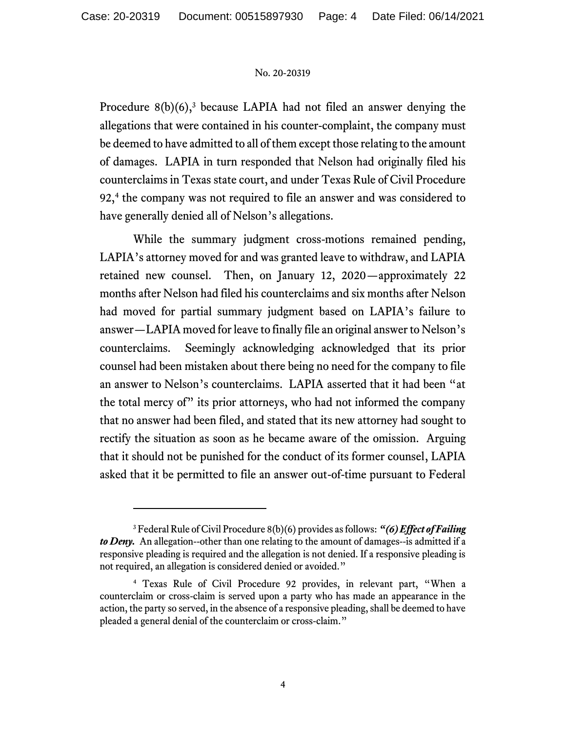Procedure 8(b)(6),[3] because LAPIA had not filed an answer denying the allegations that were contained in his counter-complaint, the company must be deemed to have admitted to all of them except those relating to the amount of damages. LAPIA in turn responded that Nelson had originally filed his counterclaims in Texas state court, and under Texas Rule of Civil Procedure 92,[4] the company was not required to file an answer and was considered to have generally denied all of Nelson's allegations.

While the summary judgment cross-motions remained pending, LAPIA's attorney moved for and was granted leave to withdraw, and LAPIA retained new counsel. Then, on January 12, 2020—approximately 22 months after Nelson had filed his counterclaims and six months after Nelson had moved for partial summary judgment based on LAPIA's failure to answer—LAPIA moved for leave to finally file an original answer to Nelson's counterclaims. Seemingly acknowledging acknowledged that its prior counsel had been mistaken about there being no need for the company to file an answer to Nelson's counterclaims. LAPIA asserted that it had been "at the total mercy of" its prior attorneys, who had not informed the company that no answer had been filed, and stated that its new attorney had sought to rectify the situation as soon as he became aware of the omission. Arguing that it should not be punished for the conduct of its former counsel, LAPIA asked that it be permitted to file an answer out-of-time pursuant to Federal

---

[3] Federal Rule of Civil Procedure 8(b)(6) provides as follows: ***"(6) Effect of Failing to Deny.*** An allegation--other than one relating to the amount of damages--is admitted if a responsive pleading is required and the allegation is not denied. If a responsive pleading is not required, an allegation is considered denied or avoided."

[4] Texas Rule of Civil Procedure 92 provides, in relevant part, "When a counterclaim or cross-claim is served upon a party who has made an appearance in the action, the party so served, in the absence of a responsive pleading, shall be deemed to have pleaded a general denial of the counterclaim or cross-claim."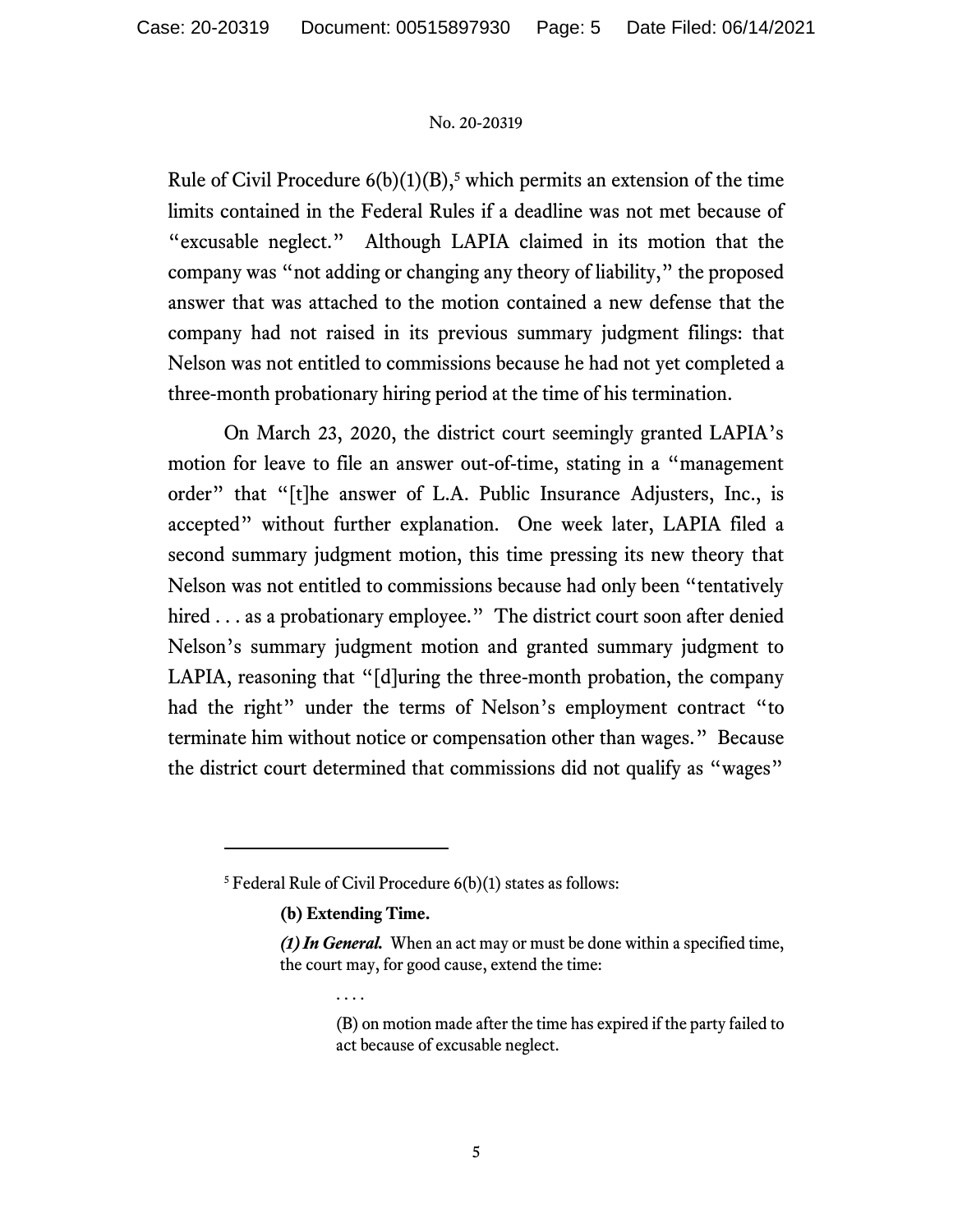Rule of Civil Procedure 6(b)(1)(B),[5] which permits an extension of the time limits contained in the Federal Rules if a deadline was not met because of "excusable neglect." Although LAPIA claimed in its motion that the company was "not adding or changing any theory of liability," the proposed answer that was attached to the motion contained a new defense that the company had not raised in its previous summary judgment filings: that Nelson was not entitled to commissions because he had not yet completed a three-month probationary hiring period at the time of his termination.

On March 23, 2020, the district court seemingly granted LAPIA's motion for leave to file an answer out-of-time, stating in a "management order" that "[t]he answer of L.A. Public Insurance Adjusters, Inc., is accepted" without further explanation. One week later, LAPIA filed a second summary judgment motion, this time pressing its new theory that Nelson was not entitled to commissions because had only been "tentatively hired . . . as a probationary employee." The district court soon after denied Nelson's summary judgment motion and granted summary judgment to LAPIA, reasoning that "[d]uring the three-month probation, the company had the right" under the terms of Nelson's employment contract "to terminate him without notice or compensation other than wages." Because the district court determined that commissions did not qualify as "wages"

---

[5] Federal Rule of Civil Procedure 6(b)(1) states as follows:

> **(b) Extending Time.**
>
> ***(1) In General.*** When an act may or must be done within a specified time, the court may, for good cause, extend the time:
>
> > . . . .
> >
> > (B) on motion made after the time has expired if the party failed to act because of excusable neglect.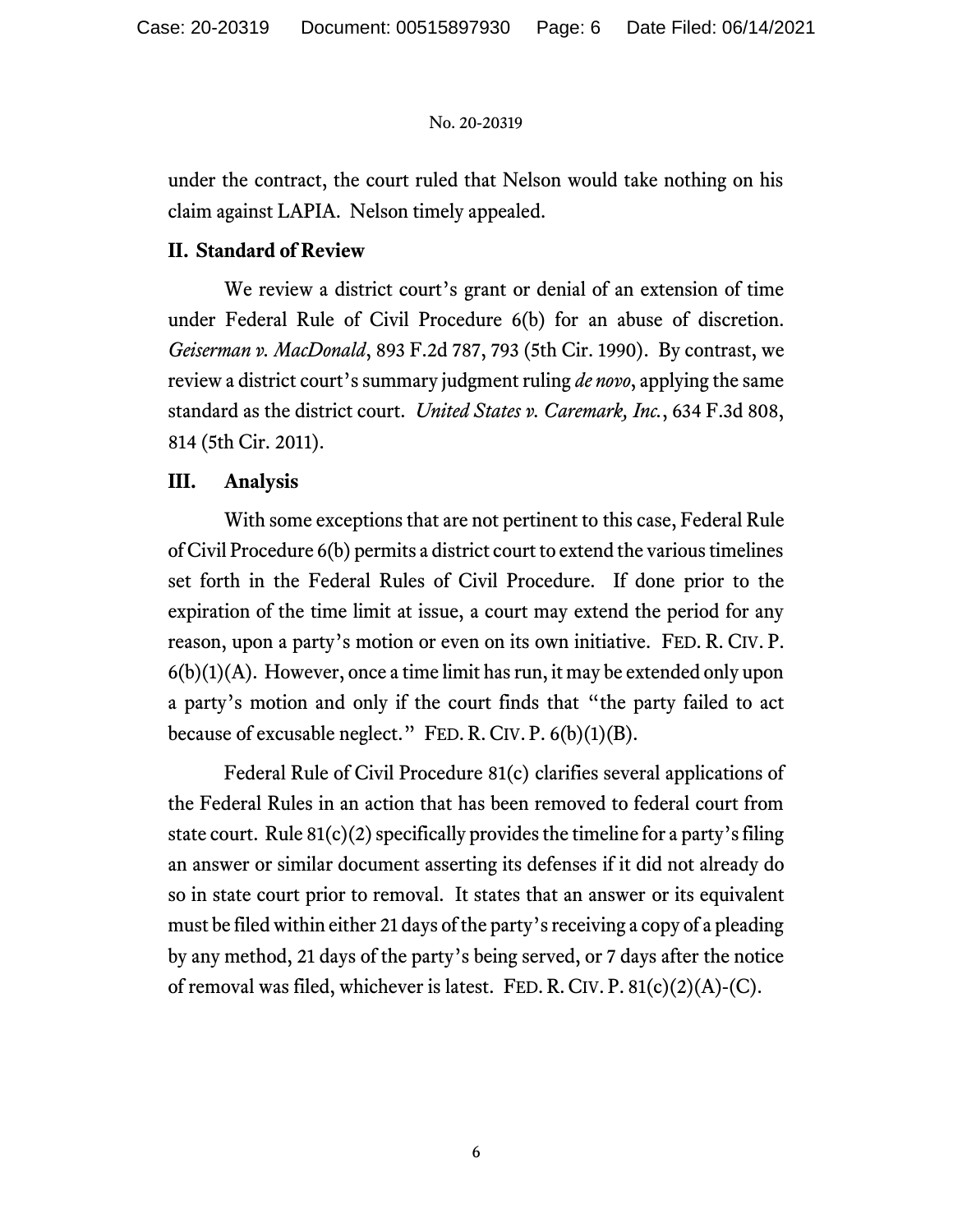under the contract, the court ruled that Nelson would take nothing on his claim against LAPIA. Nelson timely appealed.

## II. Standard of Review

We review a district court's grant or denial of an extension of time under Federal Rule of Civil Procedure 6(b) for an abuse of discretion. *Geiserman v. MacDonald*, 893 F.2d 787, 793 (5th Cir. 1990). By contrast, we review a district court's summary judgment ruling *de novo*, applying the same standard as the district court. *United States v. Caremark, Inc.*, 634 F.3d 808, 814 (5th Cir. 2011).

## III. Analysis

With some exceptions that are not pertinent to this case, Federal Rule of Civil Procedure 6(b) permits a district court to extend the various timelines set forth in the Federal Rules of Civil Procedure. If done prior to the expiration of the time limit at issue, a court may extend the period for any reason, upon a party's motion or even on its own initiative. FED. R. CIV. P. 6(b)(1)(A). However, once a time limit has run, it may be extended only upon a party's motion and only if the court finds that "the party failed to act because of excusable neglect." FED. R. CIV. P. 6(b)(1)(B).

Federal Rule of Civil Procedure 81(c) clarifies several applications of the Federal Rules in an action that has been removed to federal court from state court. Rule 81(c)(2) specifically provides the timeline for a party's filing an answer or similar document asserting its defenses if it did not already do so in state court prior to removal. It states that an answer or its equivalent must be filed within either 21 days of the party's receiving a copy of a pleading by any method, 21 days of the party's being served, or 7 days after the notice of removal was filed, whichever is latest. FED. R. CIV. P. 81(c)(2)(A)-(C).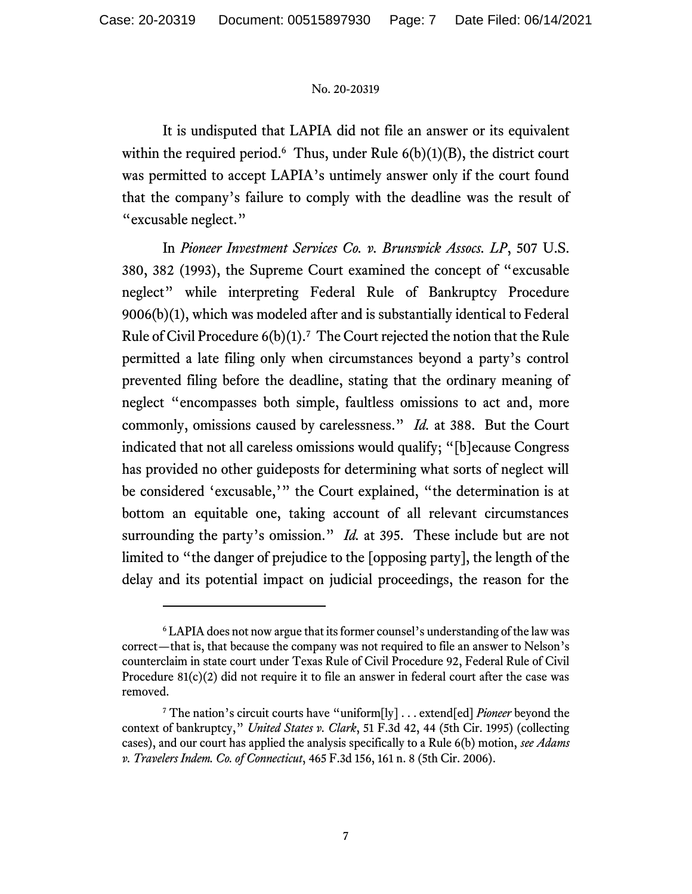It is undisputed that LAPIA did not file an answer or its equivalent within the required period.[6] Thus, under Rule 6(b)(1)(B), the district court was permitted to accept LAPIA's untimely answer only if the court found that the company's failure to comply with the deadline was the result of "excusable neglect."

In *Pioneer Investment Services Co. v. Brunswick Assocs. LP*, 507 U.S. 380, 382 (1993), the Supreme Court examined the concept of "excusable neglect" while interpreting Federal Rule of Bankruptcy Procedure 9006(b)(1), which was modeled after and is substantially identical to Federal Rule of Civil Procedure 6(b)(1).[7] The Court rejected the notion that the Rule permitted a late filing only when circumstances beyond a party's control prevented filing before the deadline, stating that the ordinary meaning of neglect "encompasses both simple, faultless omissions to act and, more commonly, omissions caused by carelessness." *Id.* at 388. But the Court indicated that not all careless omissions would qualify; "[b]ecause Congress has provided no other guideposts for determining what sorts of neglect will be considered 'excusable,'" the Court explained, "the determination is at bottom an equitable one, taking account of all relevant circumstances surrounding the party's omission." *Id.* at 395. These include but are not limited to "the danger of prejudice to the [opposing party], the length of the delay and its potential impact on judicial proceedings, the reason for the

---

[6] LAPIA does not now argue that its former counsel's understanding of the law was correct—that is, that because the company was not required to file an answer to Nelson's counterclaim in state court under Texas Rule of Civil Procedure 92, Federal Rule of Civil Procedure 81(c)(2) did not require it to file an answer in federal court after the case was removed.

[7] The nation's circuit courts have "uniform[ly] . . . extend[ed] *Pioneer* beyond the context of bankruptcy," *United States v. Clark*, 51 F.3d 42, 44 (5th Cir. 1995) (collecting cases), and our court has applied the analysis specifically to a Rule 6(b) motion, *see Adams v. Travelers Indem. Co. of Connecticut*, 465 F.3d 156, 161 n. 8 (5th Cir. 2006).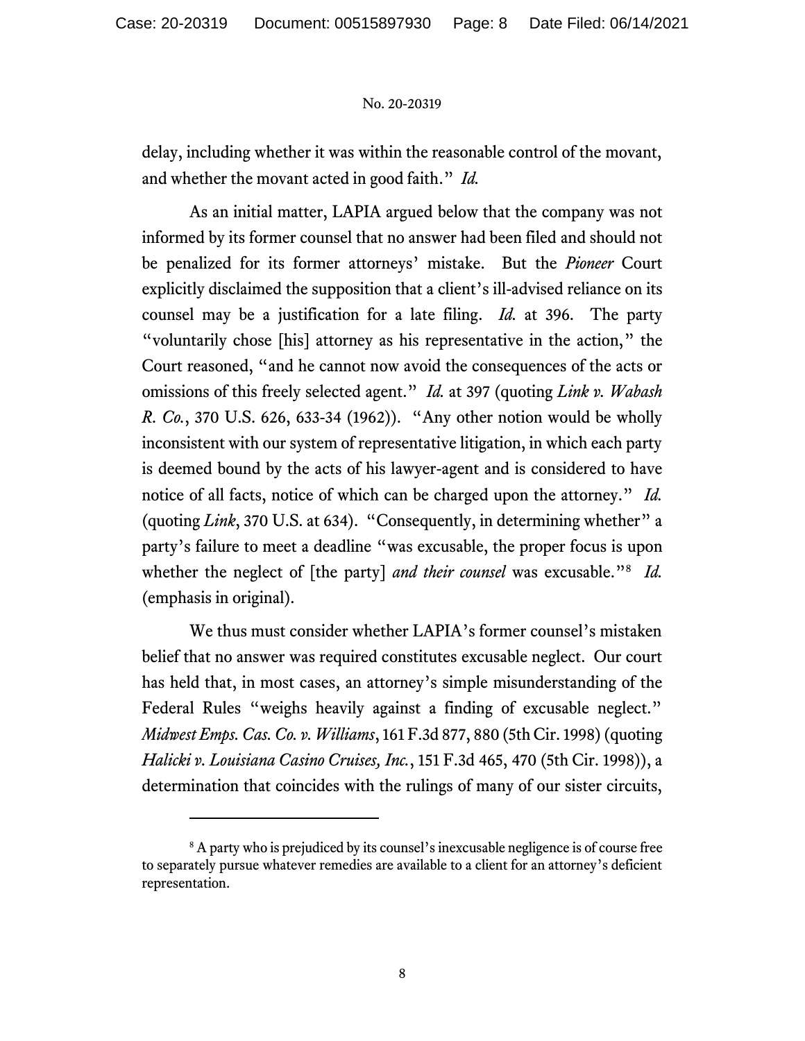delay, including whether it was within the reasonable control of the movant, and whether the movant acted in good faith." *Id.*

As an initial matter, LAPIA argued below that the company was not informed by its former counsel that no answer had been filed and should not be penalized for its former attorneys' mistake. But the *Pioneer* Court explicitly disclaimed the supposition that a client's ill-advised reliance on its counsel may be a justification for a late filing. *Id.* at 396. The party "voluntarily chose [his] attorney as his representative in the action," the Court reasoned, "and he cannot now avoid the consequences of the acts or omissions of this freely selected agent." *Id.* at 397 (quoting *Link v. Wabash R. Co.*, 370 U.S. 626, 633-34 (1962)). "Any other notion would be wholly inconsistent with our system of representative litigation, in which each party is deemed bound by the acts of his lawyer-agent and is considered to have notice of all facts, notice of which can be charged upon the attorney." *Id.* (quoting *Link*, 370 U.S. at 634). "Consequently, in determining whether" a party's failure to meet a deadline "was excusable, the proper focus is upon whether the neglect of [the party] *and their counsel* was excusable."[8] *Id.* (emphasis in original).

We thus must consider whether LAPIA's former counsel's mistaken belief that no answer was required constitutes excusable neglect. Our court has held that, in most cases, an attorney's simple misunderstanding of the Federal Rules "weighs heavily against a finding of excusable neglect." *Midwest Emps. Cas. Co. v. Williams*, 161 F.3d 877, 880 (5th Cir. 1998) (quoting *Halicki v. Louisiana Casino Cruises, Inc.*, 151 F.3d 465, 470 (5th Cir. 1998)), a determination that coincides with the rulings of many of our sister circuits,

---

[8] A party who is prejudiced by its counsel's inexcusable negligence is of course free to separately pursue whatever remedies are available to a client for an attorney's deficient representation.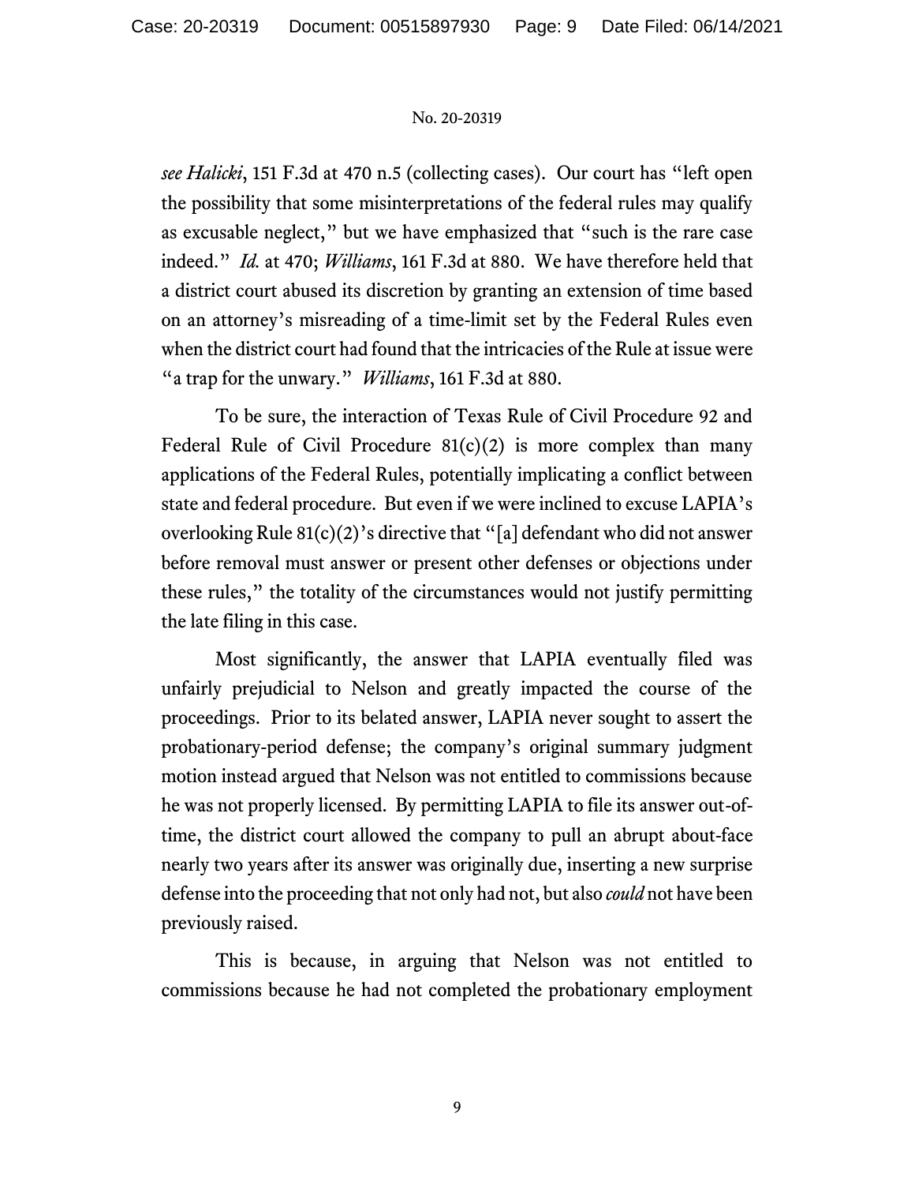*see Halicki*, 151 F.3d at 470 n.5 (collecting cases). Our court has "left open the possibility that some misinterpretations of the federal rules may qualify as excusable neglect," but we have emphasized that "such is the rare case indeed." *Id.* at 470; *Williams*, 161 F.3d at 880. We have therefore held that a district court abused its discretion by granting an extension of time based on an attorney's misreading of a time-limit set by the Federal Rules even when the district court had found that the intricacies of the Rule at issue were "a trap for the unwary." *Williams*, 161 F.3d at 880.

To be sure, the interaction of Texas Rule of Civil Procedure 92 and Federal Rule of Civil Procedure 81(c)(2) is more complex than many applications of the Federal Rules, potentially implicating a conflict between state and federal procedure. But even if we were inclined to excuse LAPIA's overlooking Rule 81(c)(2)'s directive that "[a] defendant who did not answer before removal must answer or present other defenses or objections under these rules," the totality of the circumstances would not justify permitting the late filing in this case.

Most significantly, the answer that LAPIA eventually filed was unfairly prejudicial to Nelson and greatly impacted the course of the proceedings. Prior to its belated answer, LAPIA never sought to assert the probationary-period defense; the company's original summary judgment motion instead argued that Nelson was not entitled to commissions because he was not properly licensed. By permitting LAPIA to file its answer out-of-time, the district court allowed the company to pull an abrupt about-face nearly two years after its answer was originally due, inserting a new surprise defense into the proceeding that not only had not, but also *could* not have been previously raised.

This is because, in arguing that Nelson was not entitled to commissions because he had not completed the probationary employment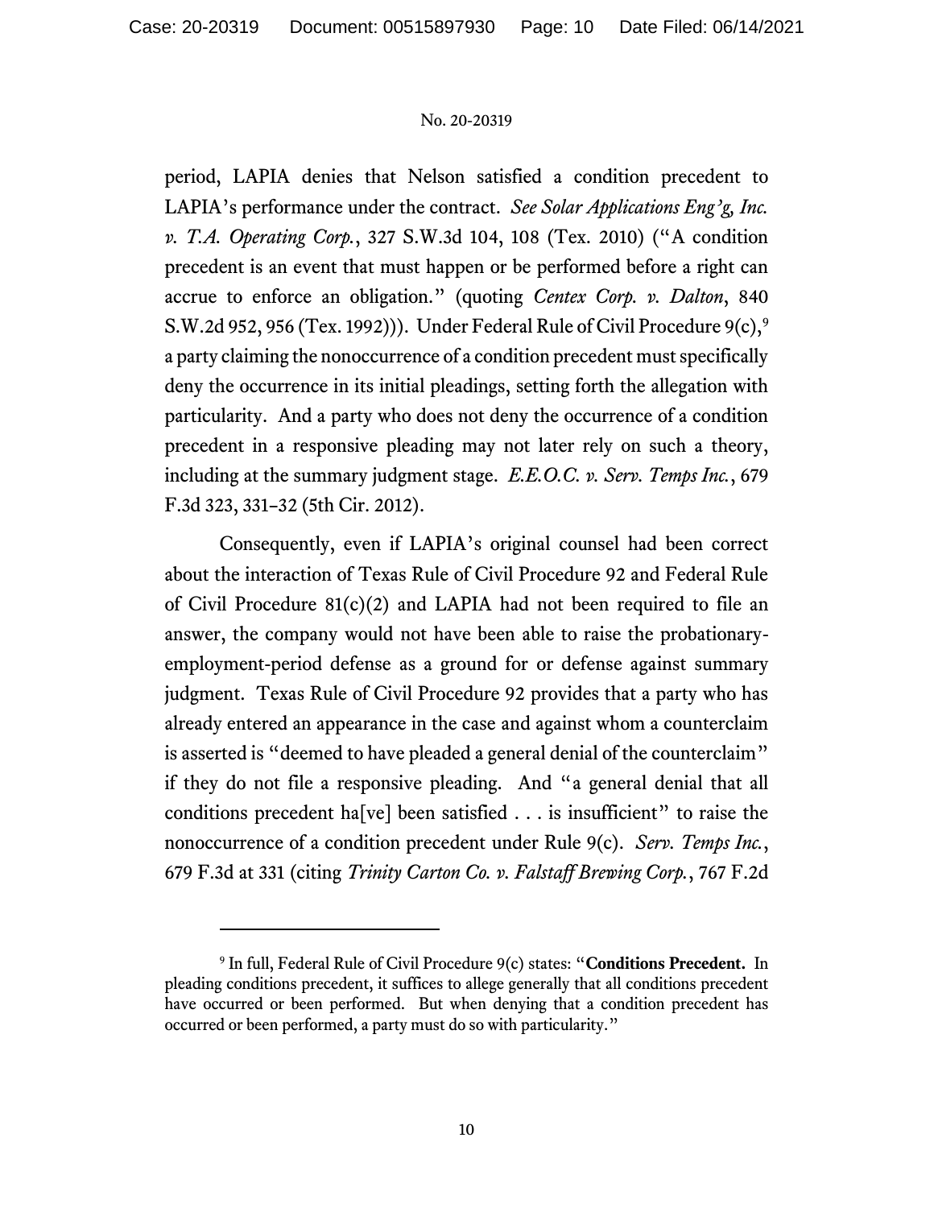period, LAPIA denies that Nelson satisfied a condition precedent to LAPIA's performance under the contract. *See Solar Applications Eng'g, Inc. v. T.A. Operating Corp.*, 327 S.W.3d 104, 108 (Tex. 2010) ("A condition precedent is an event that must happen or be performed before a right can accrue to enforce an obligation." (quoting *Centex Corp. v. Dalton*, 840 S.W.2d 952, 956 (Tex. 1992))). Under Federal Rule of Civil Procedure 9(c),[9] a party claiming the nonoccurrence of a condition precedent must specifically deny the occurrence in its initial pleadings, setting forth the allegation with particularity. And a party who does not deny the occurrence of a condition precedent in a responsive pleading may not later rely on such a theory, including at the summary judgment stage. *E.E.O.C. v. Serv. Temps Inc.*, 679 F.3d 323, 331–32 (5th Cir. 2012).

Consequently, even if LAPIA's original counsel had been correct about the interaction of Texas Rule of Civil Procedure 92 and Federal Rule of Civil Procedure 81(c)(2) and LAPIA had not been required to file an answer, the company would not have been able to raise the probationary-employment-period defense as a ground for or defense against summary judgment. Texas Rule of Civil Procedure 92 provides that a party who has already entered an appearance in the case and against whom a counterclaim is asserted is "deemed to have pleaded a general denial of the counterclaim" if they do not file a responsive pleading. And "a general denial that all conditions precedent ha[ve] been satisfied . . . is insufficient" to raise the nonoccurrence of a condition precedent under Rule 9(c). *Serv. Temps Inc.*, 679 F.3d at 331 (citing *Trinity Carton Co. v. Falstaff Brewing Corp.*, 767 F.2d

---

[9] In full, Federal Rule of Civil Procedure 9(c) states: "**Conditions Precedent.** In pleading conditions precedent, it suffices to allege generally that all conditions precedent have occurred or been performed. But when denying that a condition precedent has occurred or been performed, a party must do so with particularity."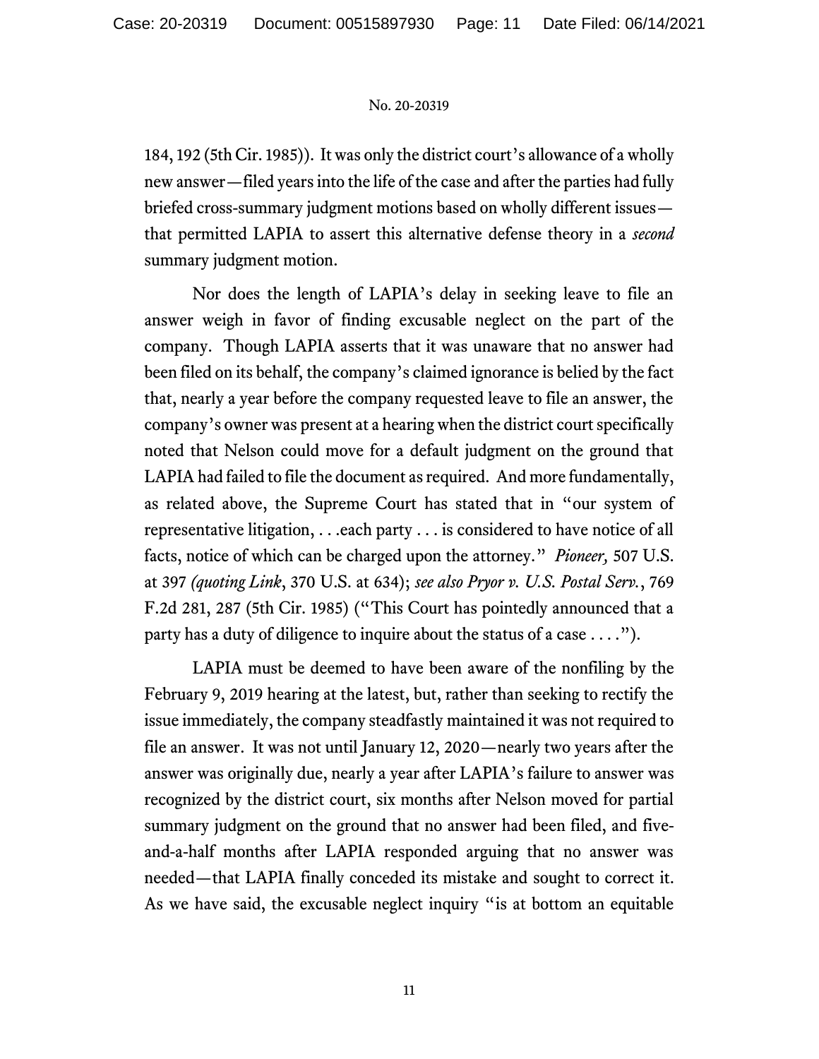184, 192 (5th Cir. 1985)). It was only the district court's allowance of a wholly new answer—filed years into the life of the case and after the parties had fully briefed cross-summary judgment motions based on wholly different issues—that permitted LAPIA to assert this alternative defense theory in a *second* summary judgment motion.

Nor does the length of LAPIA's delay in seeking leave to file an answer weigh in favor of finding excusable neglect on the part of the company. Though LAPIA asserts that it was unaware that no answer had been filed on its behalf, the company's claimed ignorance is belied by the fact that, nearly a year before the company requested leave to file an answer, the company's owner was present at a hearing when the district court specifically noted that Nelson could move for a default judgment on the ground that LAPIA had failed to file the document as required. And more fundamentally, as related above, the Supreme Court has stated that in "our system of representative litigation, . . .each party . . . is considered to have notice of all facts, notice of which can be charged upon the attorney." *Pioneer,* 507 U.S. at 397 *(quoting Link*, 370 U.S. at 634); *see also Pryor v. U.S. Postal Serv.*, 769 F.2d 281, 287 (5th Cir. 1985) ("This Court has pointedly announced that a party has a duty of diligence to inquire about the status of a case . . . .").

LAPIA must be deemed to have been aware of the nonfiling by the February 9, 2019 hearing at the latest, but, rather than seeking to rectify the issue immediately, the company steadfastly maintained it was not required to file an answer. It was not until January 12, 2020—nearly two years after the answer was originally due, nearly a year after LAPIA's failure to answer was recognized by the district court, six months after Nelson moved for partial summary judgment on the ground that no answer had been filed, and five-and-a-half months after LAPIA responded arguing that no answer was needed—that LAPIA finally conceded its mistake and sought to correct it. As we have said, the excusable neglect inquiry "is at bottom an equitable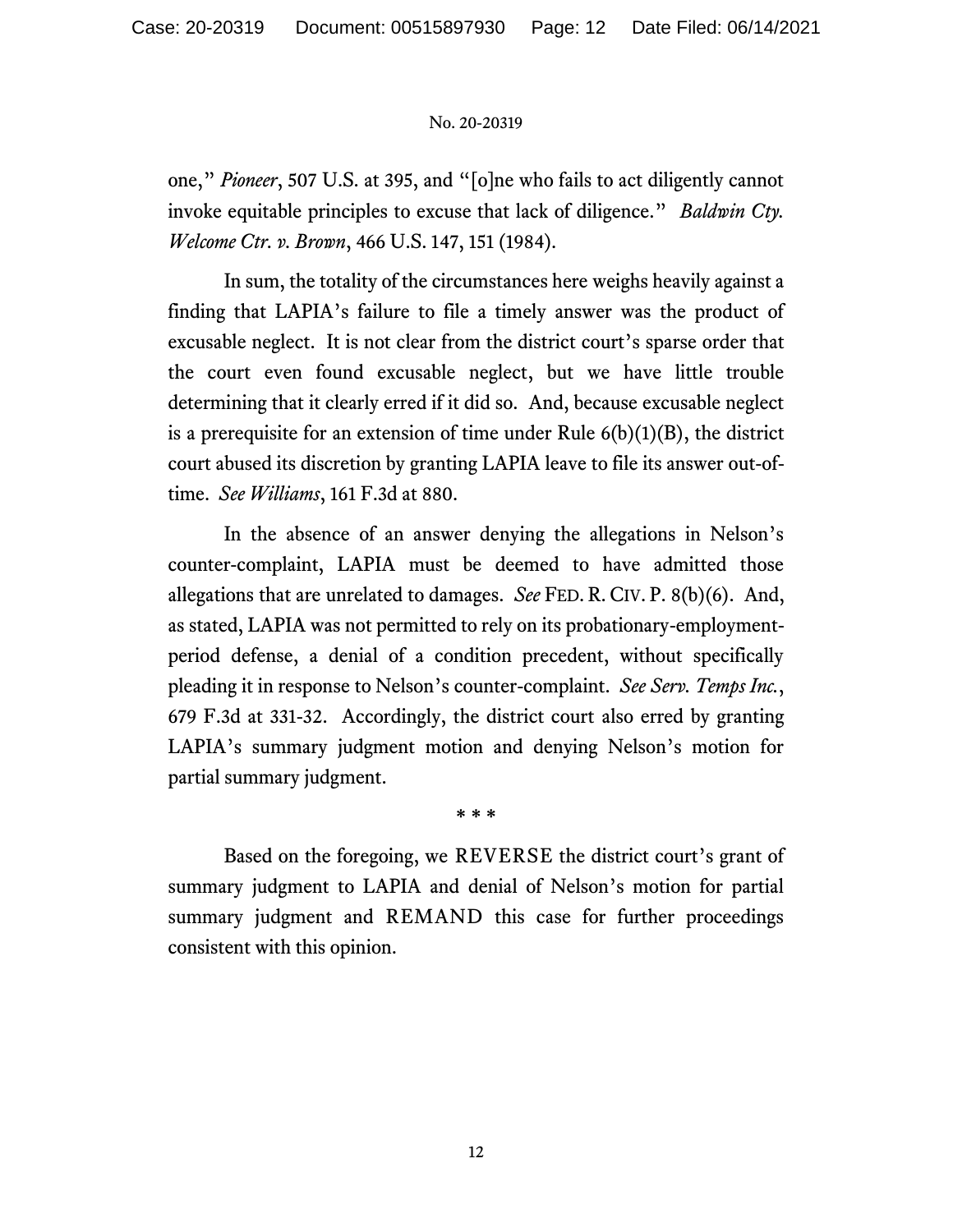one," *Pioneer*, 507 U.S. at 395, and "[o]ne who fails to act diligently cannot invoke equitable principles to excuse that lack of diligence." *Baldwin Cty. Welcome Ctr. v. Brown*, 466 U.S. 147, 151 (1984).

In sum, the totality of the circumstances here weighs heavily against a finding that LAPIA's failure to file a timely answer was the product of excusable neglect. It is not clear from the district court's sparse order that the court even found excusable neglect, but we have little trouble determining that it clearly erred if it did so. And, because excusable neglect is a prerequisite for an extension of time under Rule 6(b)(1)(B), the district court abused its discretion by granting LAPIA leave to file its answer out-of-time. *See Williams*, 161 F.3d at 880.

In the absence of an answer denying the allegations in Nelson's counter-complaint, LAPIA must be deemed to have admitted those allegations that are unrelated to damages. *See* FED. R. CIV. P. 8(b)(6). And, as stated, LAPIA was not permitted to rely on its probationary-employment-period defense, a denial of a condition precedent, without specifically pleading it in response to Nelson's counter-complaint. *See Serv. Temps Inc.*, 679 F.3d at 331-32. Accordingly, the district court also erred by granting LAPIA's summary judgment motion and denying Nelson's motion for partial summary judgment.

\* \* \*

Based on the foregoing, we REVERSE the district court's grant of summary judgment to LAPIA and denial of Nelson's motion for partial summary judgment and REMAND this case for further proceedings consistent with this opinion.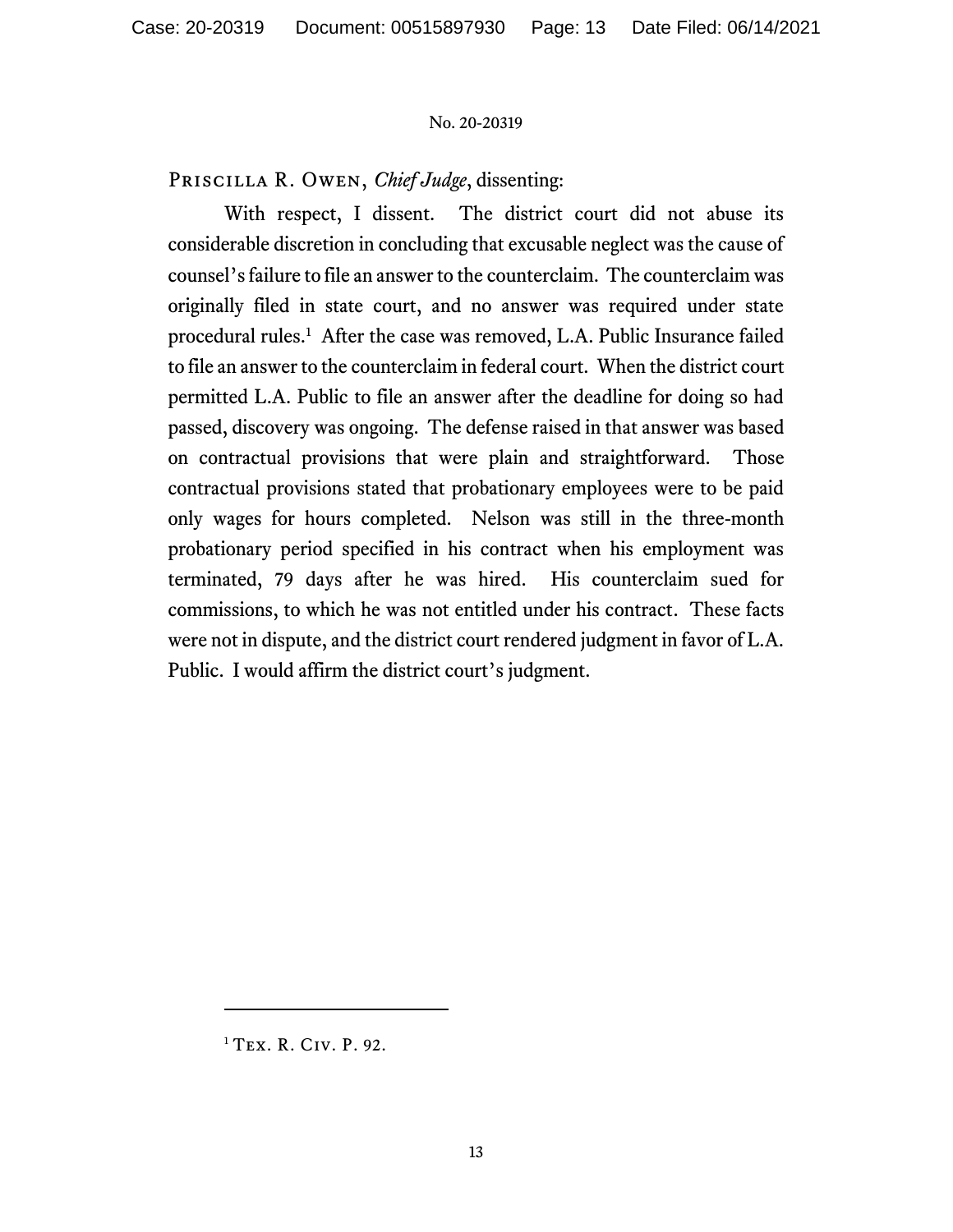No. 20-20319

Priscilla R. Owen, *Chief Judge*, dissenting:

With respect, I dissent. The district court did not abuse its considerable discretion in concluding that excusable neglect was the cause of counsel's failure to file an answer to the counterclaim. The counterclaim was originally filed in state court, and no answer was required under state procedural rules.[1] After the case was removed, L.A. Public Insurance failed to file an answer to the counterclaim in federal court. When the district court permitted L.A. Public to file an answer after the deadline for doing so had passed, discovery was ongoing. The defense raised in that answer was based on contractual provisions that were plain and straightforward. Those contractual provisions stated that probationary employees were to be paid only wages for hours completed. Nelson was still in the three-month probationary period specified in his contract when his employment was terminated, 79 days after he was hired. His counterclaim sued for commissions, to which he was not entitled under his contract. These facts were not in dispute, and the district court rendered judgment in favor of L.A. Public. I would affirm the district court's judgment.

---

[1] Tex. R. Civ. P. 92.